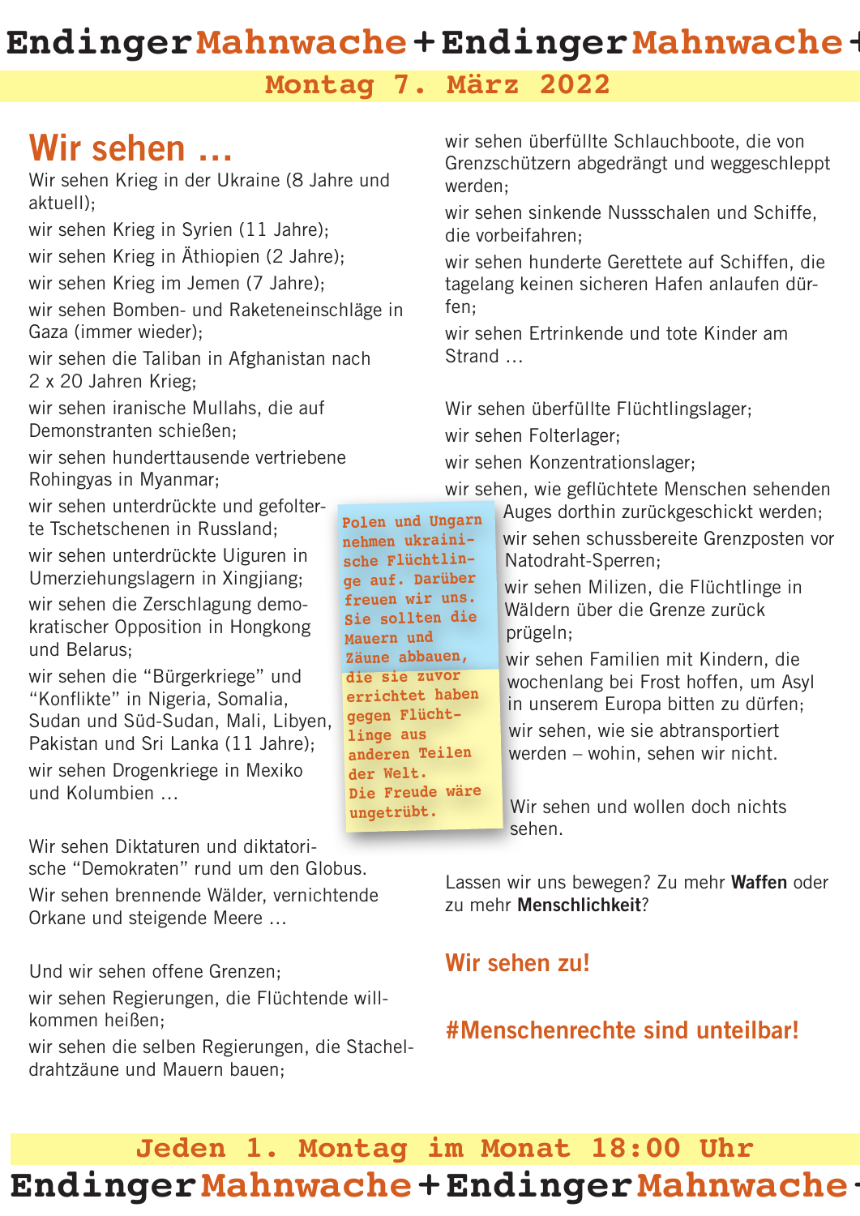# Endinger Mahnwache + Endinger Mahnwache

**Montag 7. März 2022**

## Wir sehen …

Wir sehen Krieg in der Ukraine (8 Jahre und aktuell);

wir sehen Krieg in Syrien (11 Jahre);

wir sehen Krieg in Äthiopien (2 Jahre);

wir sehen Krieg im Jemen (7 Jahre);

wir sehen Bomben- und Raketeneinschläge in Gaza (immer wieder);

wir sehen die Taliban in Afghanistan nach 2 x 20 Jahren Krieg;

wir sehen iranische Mullahs, die auf Demonstranten schießen;

wir sehen hunderttausende vertriebene Rohingyas in Myanmar;

wir sehen unterdrückte und gefolterte Tschetschenen in Russland;

wir sehen unterdrückte Uiguren in Umerziehungslagern in Xingjiang;

wir sehen die Zerschlagung demokratischer Opposition in Hongkong und Belarus;

wir sehen die “Bürgerkriege” und “Konflikte” in Nigeria, Somalia, Sudan und Süd-Sudan, Mali, Libyen, Pakistan und Sri Lanka (11 Jahre);

wir sehen Drogenkriege in Mexiko und Kolumbien …

Wir sehen Diktaturen und diktatorische “Demokraten” rund um den Globus.

Wir sehen brennende Wälder, vernichtende Orkane und steigende Meere …

Und wir sehen offene Grenzen;

wir sehen Regierungen, die Flüchtende willkommen heißen;

wir sehen die selben Regierungen, die Stacheldrahtzäune und Mauern bauen;

wir sehen überfüllte Schlauchboote, die von Grenzschützern abgedrängt und weggeschleppt werden;

wir sehen sinkende Nussschalen und Schiffe, die vorbeifahren;

wir sehen hunderte Gerettete auf Schiffen, die tagelang keinen sicheren Hafen anlaufen dürfen;

wir sehen Ertrinkende und tote Kinder am Strand …

Wir sehen überfüllte Flüchtlingslager;

wir sehen Folterlager;

wir sehen Konzentrationslager;

wir sehen, wie geflüchtete Menschen sehenden Auges dorthin zurückgeschickt werden;

wir sehen schussbereite Grenzposten vor Natodraht-Sperren;

wir sehen Milizen, die Flüchtlinge in Wäldern über die Grenze zurück prügeln;

wir sehen Familien mit Kindern, die wochenlang bei Frost hoffen, um Asyl in unserem Europa bitten zu dürfen;

wir sehen, wie sie abtransportiert werden – wohin, sehen wir nicht.

Wir sehen und wollen doch nichts sehen.

> Polen und Ungarn nehmen ukrainische Flüchtlinge auf. Darüber freuen wir uns. Sie sollten die Mauern und Zäune abbauen, die sie zuvor errichtet haben gegen Flüchtlinge aus anderen Teilen der Welt. Die Freude wäre ungetrübt.

Lassen wir uns bewegen? Zu mehr **Waffen** oder zu mehr **Menschlichkeit**?

**Wir sehen zu!**

**#Menschenrechte sind unteilbar!**

**Jeden 1. Montag im Monat 18:00 Uhr**

# Endinger Mahnwache + Endinger Mahnwache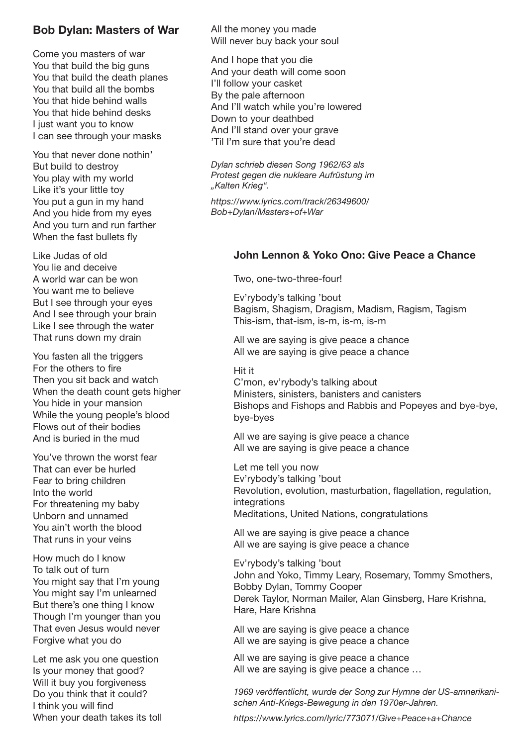## Bob Dylan: Masters of War

Come you masters of war
You that build the big guns
You that build the death planes
You that build all the bombs
You that hide behind walls
You that hide behind desks
I just want you to know
I can see through your masks

You that never done nothin'
But build to destroy
You play with my world
Like it's your little toy
You put a gun in my hand
And you hide from my eyes
And you turn and run farther
When the fast bullets fly

Like Judas of old
You lie and deceive
A world war can be won
You want me to believe
But I see through your eyes
And I see through your brain
Like I see through the water
That runs down my drain

You fasten all the triggers
For the others to fire
Then you sit back and watch
When the death count gets higher
You hide in your mansion
While the young people's blood
Flows out of their bodies
And is buried in the mud

You've thrown the worst fear
That can ever be hurled
Fear to bring children
Into the world
For threatening my baby
Unborn and unnamed
You ain't worth the blood
That runs in your veins

How much do I know
To talk out of turn
You might say that I'm young
You might say I'm unlearned
But there's one thing I know
Though I'm younger than you
That even Jesus would never
Forgive what you do

Let me ask you one question
Is your money that good?
Will it buy you forgiveness
Do you think that it could?
I think you will find
When your death takes its toll
All the money you made
Will never buy back your soul

And I hope that you die
And your death will come soon
I'll follow your casket
By the pale afternoon
And I'll watch while you're lowered
Down to your deathbed
And I'll stand over your grave
'Til I'm sure that you're dead

*Dylan schrieb diesen Song 1962/63 als Protest gegen die nukleare Aufrüstung im „Kalten Krieg".*

*https://www.lyrics.com/track/26349600/Bob+Dylan/Masters+of+War*

## John Lennon & Yoko Ono: Give Peace a Chance

Two, one-two-three-four!

Ev'rybody's talking 'bout
Bagism, Shagism, Dragism, Madism, Ragism, Tagism
This-ism, that-ism, is-m, is-m, is-m

All we are saying is give peace a chance
All we are saying is give peace a chance

Hit it
C'mon, ev'rybody's talking about
Ministers, sinisters, banisters and canisters
Bishops and Fishops and Rabbis and Popeyes and bye-bye, bye-byes

All we are saying is give peace a chance
All we are saying is give peace a chance

Let me tell you now
Ev'rybody's talking 'bout
Revolution, evolution, masturbation, flagellation, regulation, integrations
Meditations, United Nations, congratulations

All we are saying is give peace a chance
All we are saying is give peace a chance

Ev'rybody's talking 'bout
John and Yoko, Timmy Leary, Rosemary, Tommy Smothers, Bobby Dylan, Tommy Cooper
Derek Taylor, Norman Mailer, Alan Ginsberg, Hare Krishna, Hare, Hare Krishna

All we are saying is give peace a chance
All we are saying is give peace a chance

All we are saying is give peace a chance
All we are saying is give peace a chance …

*1969 veröffentlicht, wurde der Song zur Hymne der US-amnerikanischen Anti-Kriegs-Bewegung in den 1970er-Jahren.*

*https://www.lyrics.com/lyric/773071/Give+Peace+a+Chance*